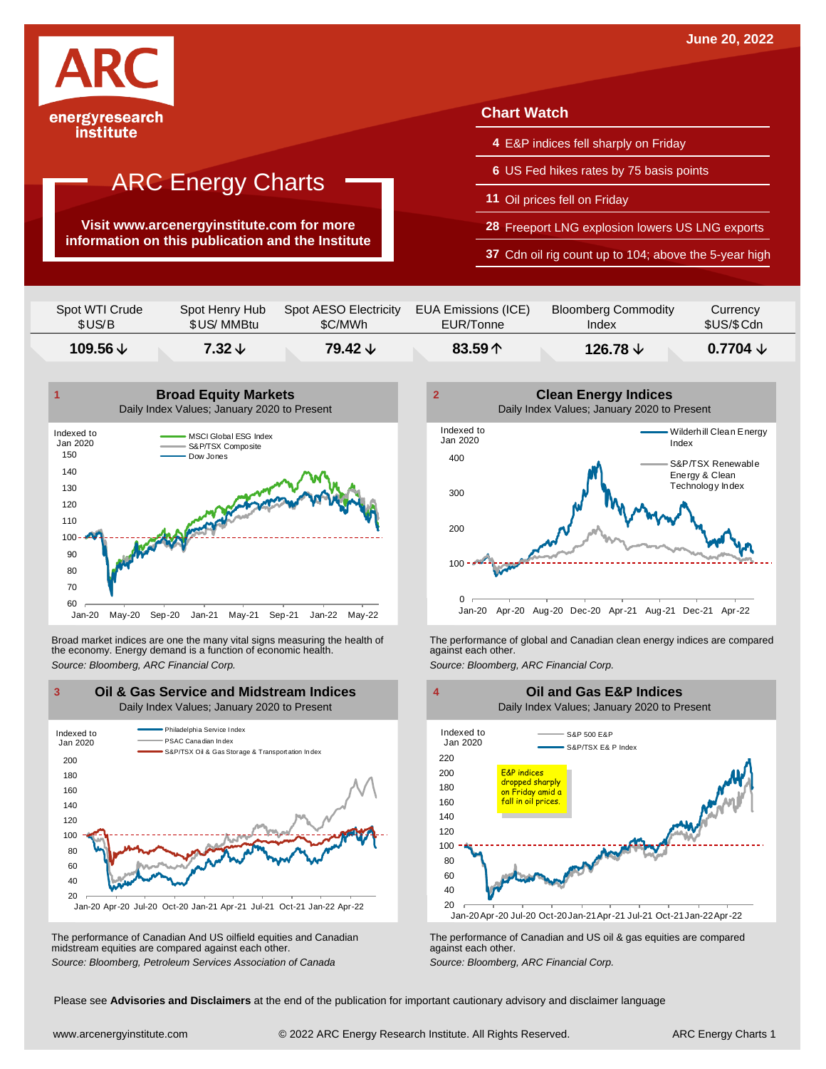June 20, 2022

ARC energyresearch institute

# ARC Energy Charts

**Visit www.arcenergyinstitute.com for more information on this publication and the Institute**

## Chart Watch

- **4** E&P indices fell sharply on Friday
- **6** US Fed hikes rates by 75 basis points
- **11** Oil prices fell on Friday
- **28** Freeport LNG explosion lowers US LNG exports
- **37** Cdn oil rig count up to 104; above the 5-year high

| Spot WTI Crude $US/B | Spot Henry Hub $US/ MMBtu | Spot AESO Electricity $C/MWh | EUA Emissions (ICE) EUR/Tonne | Bloomberg Commodity Index | Currency $US/$Cdn |
|---|---|---|---|---|---|
| **109.56 ↓** | **7.32 ↓** | **79.42 ↓** | **83.59 ↑** | **126.78 ↓** | **0.7704 ↓** |

### 1 Broad Equity Markets

Daily Index Values; January 2020 to Present

Broad market indices are one the many vital signs measuring the health of the economy. Energy demand is a function of economic health.

*Source: Bloomberg, ARC Financial Corp.*

### 2 Clean Energy Indices

Daily Index Values; January 2020 to Present

The performance of global and Canadian clean energy indices are compared against each other.

*Source: Bloomberg, ARC Financial Corp.*

### 3 Oil & Gas Service and Midstream Indices

Daily Index Values; January 2020 to Present

The performance of Canadian And US oilfield equities and Canadian midstream equities are compared against each other.

*Source: Bloomberg, Petroleum Services Association of Canada*

### 4 Oil and Gas E&P Indices

Daily Index Values; January 2020 to Present

The performance of Canadian and US oil & gas equities are compared against each other.

*Source: Bloomberg, ARC Financial Corp.*

Please see **Advisories and Disclaimers** at the end of the publication for important cautionary advisory and disclaimer language

www.arcenergyinstitute.com © 2022 ARC Energy Research Institute. All Rights Reserved.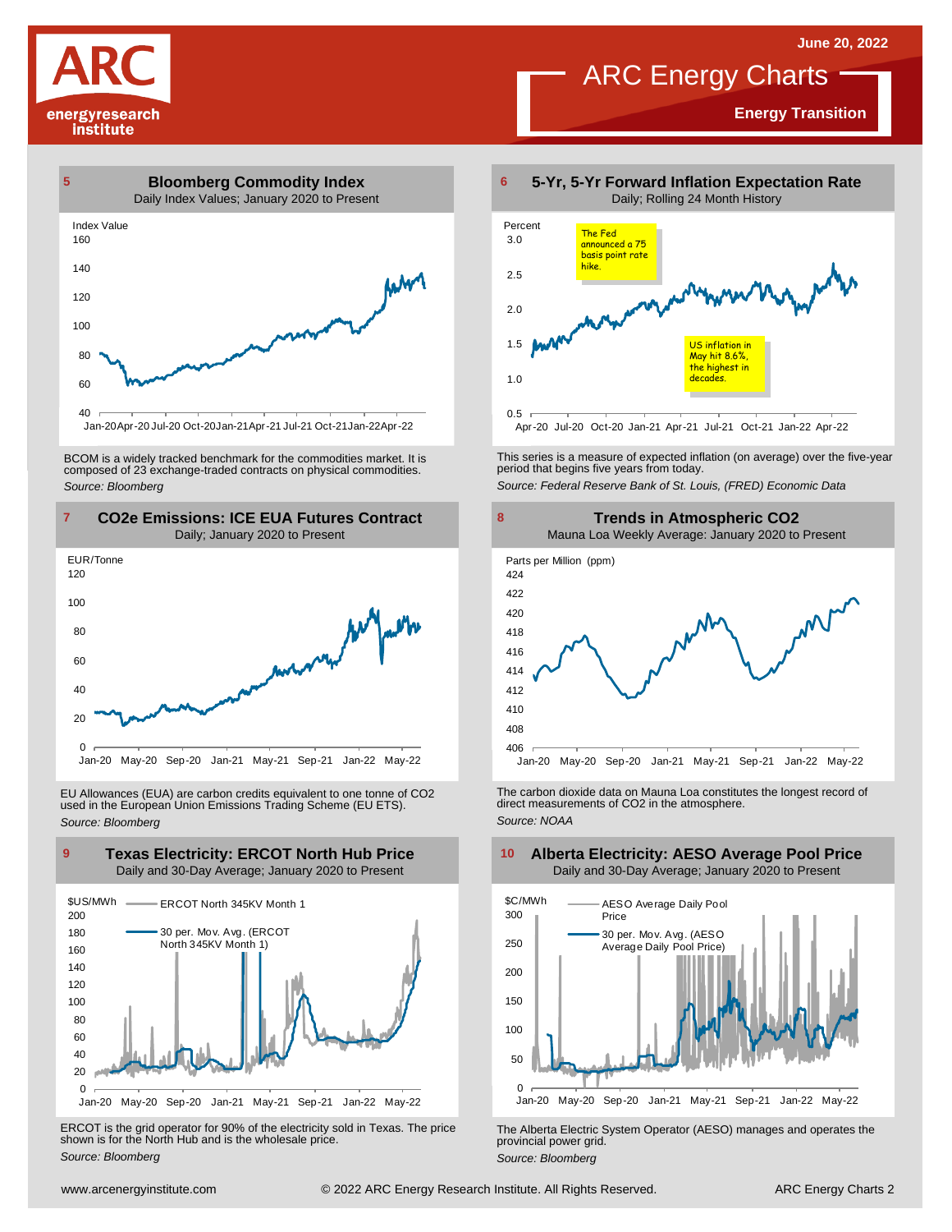June 20, 2022

# ARC Energy Charts

**Energy Transition**

## 5 Bloomberg Commodity Index

Daily Index Values; January 2020 to Present

BCOM is a widely tracked benchmark for the commodities market. It is composed of 23 exchange-traded contracts on physical commodities.

*Source: Bloomberg*

## 6 5-Yr, 5-Yr Forward Inflation Expectation Rate

Daily; Rolling 24 Month History

The Fed announced a 75 basis point rate hike.

US inflation in May hit 8.6%, the highest in decades.

This series is a measure of expected inflation (on average) over the five-year period that begins five years from today.

*Source: Federal Reserve Bank of St. Louis, (FRED) Economic Data*

## 7 CO2e Emissions: ICE EUA Futures Contract

Daily; January 2020 to Present

EU Allowances (EUA) are carbon credits equivalent to one tonne of CO2 used in the European Union Emissions Trading Scheme (EU ETS).

*Source: Bloomberg*

## 8 Trends in Atmospheric CO2

Mauna Loa Weekly Average: January 2020 to Present

The carbon dioxide data on Mauna Loa constitutes the longest record of direct measurements of CO2 in the atmosphere.

*Source: NOAA*

## 9 Texas Electricity: ERCOT North Hub Price

Daily and 30-Day Average; January 2020 to Present

ERCOT is the grid operator for 90% of the electricity sold in Texas. The price shown is for the North Hub and is the wholesale price.

*Source: Bloomberg*

## 10 Alberta Electricity: AESO Average Pool Price

Daily and 30-Day Average; January 2020 to Present

The Alberta Electric System Operator (AESO) manages and operates the provincial power grid.

*Source: Bloomberg*

www.arcenergyinstitute.com © 2022 ARC Energy Research Institute. All Rights Reserved.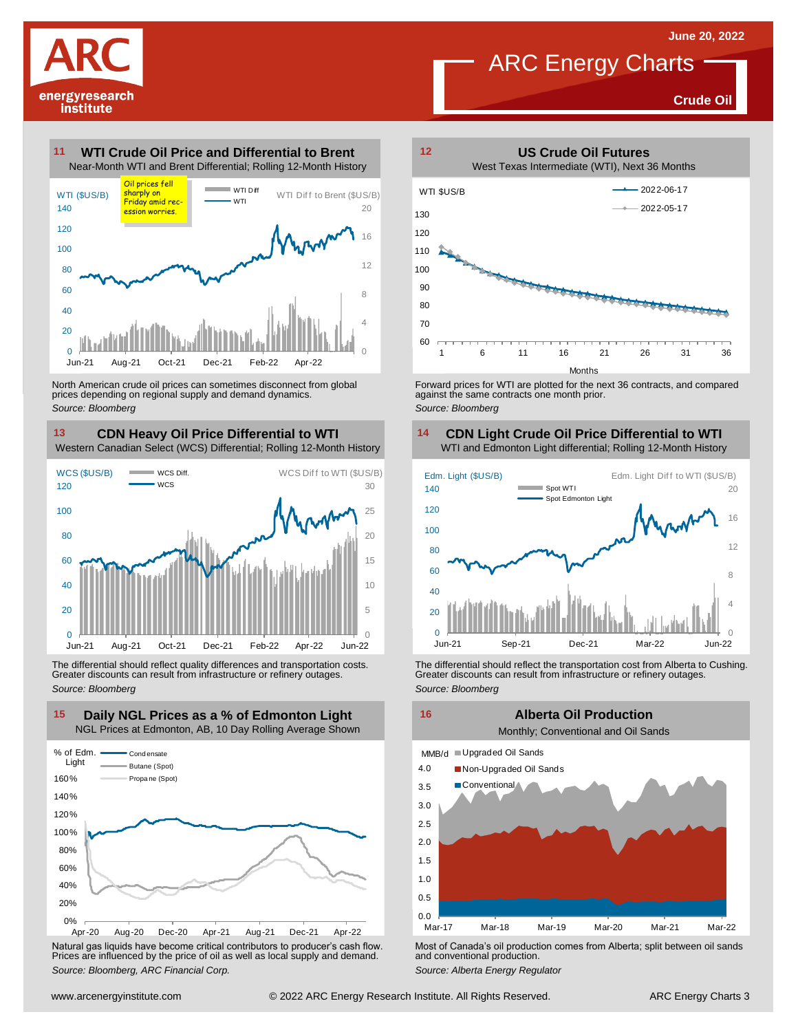June 20, 2022

# ARC Energy Charts

**Crude Oil**

## 11 WTI Crude Oil Price and Differential to Brent

Near-Month WTI and Brent Differential; Rolling 12-Month History

WTI ($US/B) | WTI Diff | WTI | WTI Diff to Brent ($US/B)

Oil prices fell sharply on Friday amid recession worries.

North American crude oil prices can sometimes disconnect from global prices depending on regional supply and demand dynamics.

*Source: Bloomberg*

## 12 US Crude Oil Futures

West Texas Intermediate (WTI), Next 36 Months

WTI $US/B | 2022-06-17 | 2022-05-17 | Months

Forward prices for WTI are plotted for the next 36 contracts, and compared against the same contracts one month prior.

*Source: Bloomberg*

## 13 CDN Heavy Oil Price Differential to WTI

Western Canadian Select (WCS) Differential; Rolling 12-Month History

WCS ($US/B) | WCS Diff. | WCS | WCS Diff to WTI ($US/B)

The differential should reflect quality differences and transportation costs. Greater discounts can result from infrastructure or refinery outages.

*Source: Bloomberg*

## 14 CDN Light Crude Oil Price Differential to WTI

WTI and Edmonton Light differential; Rolling 12-Month History

Edm. Light ($US/B) | Spot WTI | Spot Edmonton Light | Edm. Light Diff to WTI ($US/B)

The differential should reflect the transportation cost from Alberta to Cushing. Greater discounts can result from infrastructure or refinery outages.

*Source: Bloomberg*

## 15 Daily NGL Prices as a % of Edmonton Light

NGL Prices at Edmonton, AB, 10 Day Rolling Average Shown

% of Edm. Light | Condensate | Butane (Spot) | Propane (Spot)

Natural gas liquids have become critical contributors to producer's cash flow. Prices are influenced by the price of oil as well as local supply and demand.

*Source: Bloomberg, ARC Financial Corp.*

## 16 Alberta Oil Production

Monthly; Conventional and Oil Sands

MMB/d | Upgraded Oil Sands | Non-Upgraded Oil Sands | Conventional

Most of Canada's oil production comes from Alberta; split between oil sands and conventional production.

*Source: Alberta Energy Regulator*

www.arcenergyinstitute.com © 2022 ARC Energy Research Institute. All Rights Reserved.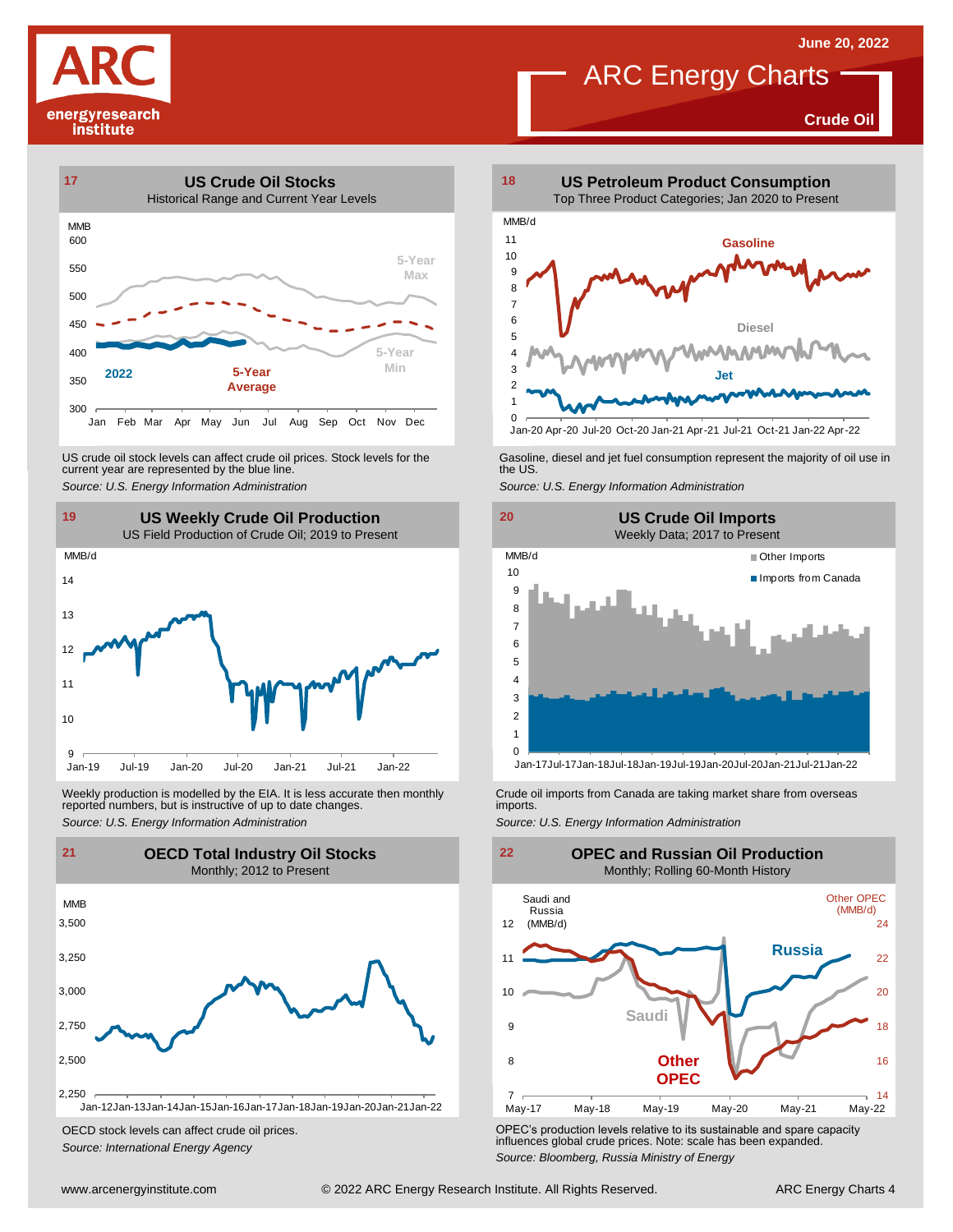June 20, 2022

# ARC Energy Charts

**Crude Oil**

## 17 US Crude Oil Stocks

Historical Range and Current Year Levels

MMB

5-Year Max

5-Year Min

2022

5-Year Average

Jan Feb Mar Apr May Jun Jul Aug Sep Oct Nov Dec

US crude oil stock levels can affect crude oil prices. Stock levels for the current year are represented by the blue line.

*Source: U.S. Energy Information Administration*

## 18 US Petroleum Product Consumption

Top Three Product Categories; Jan 2020 to Present

MMB/d

Gasoline

Diesel

Jet

Gasoline, diesel and jet fuel consumption represent the majority of oil use in the US.

*Source: U.S. Energy Information Administration*

## 19 US Weekly Crude Oil Production

US Field Production of Crude Oil; 2019 to Present

MMB/d

Weekly production is modelled by the EIA. It is less accurate then monthly reported numbers, but is instructive of up to date changes.

*Source: U.S. Energy Information Administration*

## 20 US Crude Oil Imports

Weekly Data; 2017 to Present

MMB/d

Other Imports

Imports from Canada

Crude oil imports from Canada are taking market share from overseas imports.

*Source: U.S. Energy Information Administration*

## 21 OECD Total Industry Oil Stocks

Monthly; 2012 to Present

MMB

OECD stock levels can affect crude oil prices.

*Source: International Energy Agency*

## 22 OPEC and Russian Oil Production

Monthly; Rolling 60-Month History

Saudi and Russia (MMB/d)

Other OPEC (MMB/d)

Russia

Saudi

Other OPEC

OPEC's production levels relative to its sustainable and spare capacity influences global crude prices. Note: scale has been expanded.

*Source: Bloomberg, Russia Ministry of Energy*

www.arcenergyinstitute.com © 2022 ARC Energy Research Institute. All Rights Reserved. ARC Energy Charts 4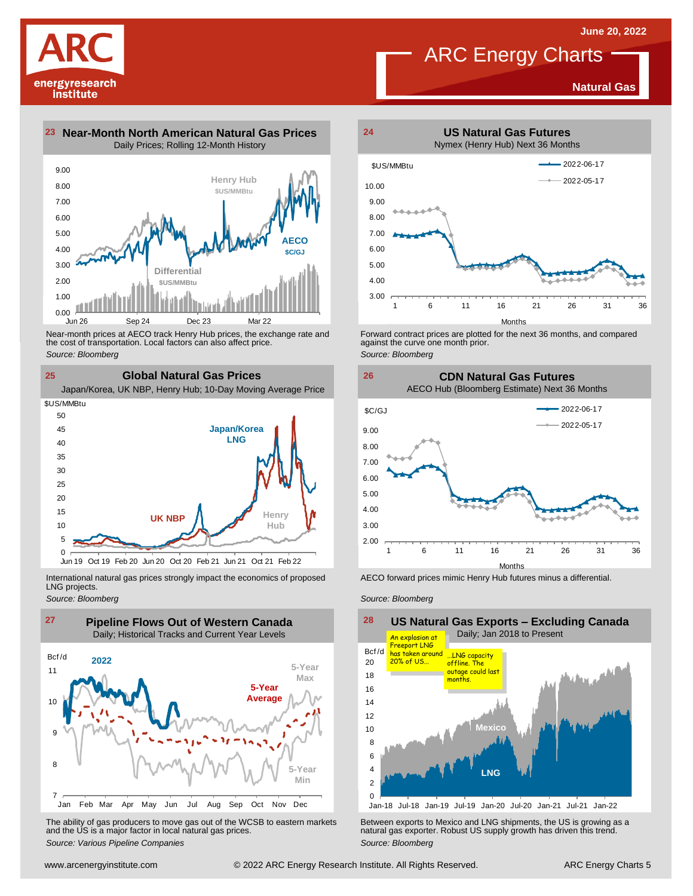# ARC Energy Charts

June 20, 2022

**Natural Gas**

## 23 Near-Month North American Natural Gas Prices

Daily Prices; Rolling 12-Month History

Henry Hub $US/MMBtu

AECO $C/GJ

Differential $US/MMBtu

Near-month prices at AECO track Henry Hub prices, the exchange rate and the cost of transportation. Local factors can also affect price.

*Source: Bloomberg*

## 24 US Natural Gas Futures

Nymex (Henry Hub) Next 36 Months

$US/MMBtu — 2022-06-17, 2022-05-17

Forward contract prices are plotted for the next 36 months, and compared against the curve one month prior.

*Source: Bloomberg*

## 25 Global Natural Gas Prices

Japan/Korea, UK NBP, Henry Hub; 10-Day Moving Average Price

$US/MMBtu — Japan/Korea LNG, UK NBP, Henry Hub

International natural gas prices strongly impact the economics of proposed LNG projects.

*Source: Bloomberg*

## 26 CDN Natural Gas Futures

AECO Hub (Bloomberg Estimate) Next 36 Months

$C/GJ — 2022-06-17, 2022-05-17

AECO forward prices mimic Henry Hub futures minus a differential.

*Source: Bloomberg*

## 27 Pipeline Flows Out of Western Canada

Daily; Historical Tracks and Current Year Levels

Bcf/d — 2022, 5-Year Max, 5-Year Average, 5-Year Min

The ability of gas producers to move gas out of the WCSB to eastern markets and the US is a major factor in local natural gas prices.

*Source: Various Pipeline Companies*

## 28 US Natural Gas Exports – Excluding Canada

Daily; Jan 2018 to Present

Bcf/d — Mexico, LNG

An explosion at Freeport LNG has taken around 20% of US… …LNG capacity offline. The outage could last months.

Between exports to Mexico and LNG shipments, the US is growing as a natural gas exporter. Robust US supply growth has driven this trend.

*Source: Bloomberg*

www.arcenergyinstitute.com © 2022 ARC Energy Research Institute. All Rights Reserved.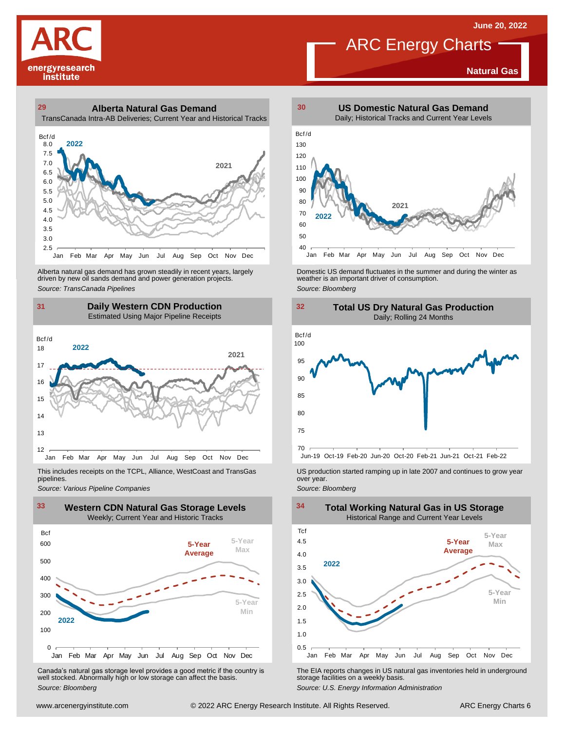June 20, 2022

# ARC Energy Charts

**Natural Gas**

### 29 Alberta Natural Gas Demand

TransCanada Intra-AB Deliveries; Current Year and Historical Tracks

Alberta natural gas demand has grown steadily in recent years, largely driven by new oil sands demand and power generation projects.

*Source: TransCanada Pipelines*

### 30 US Domestic Natural Gas Demand

Daily; Historical Tracks and Current Year Levels

Domestic US demand fluctuates in the summer and during the winter as weather is an important driver of consumption.

*Source: Bloomberg*

### 31 Daily Western CDN Production

Estimated Using Major Pipeline Receipts

This includes receipts on the TCPL, Alliance, WestCoast and TransGas pipelines.

*Source: Various Pipeline Companies*

### 32 Total US Dry Natural Gas Production

Daily; Rolling 24 Months

US production started ramping up in late 2007 and continues to grow year over year.

*Source: Bloomberg*

### 33 Western CDN Natural Gas Storage Levels

Weekly; Current Year and Historic Tracks

Canada's natural gas storage level provides a good metric if the country is well stocked. Abnormally high or low storage can affect the basis.

*Source: Bloomberg*

### 34 Total Working Natural Gas in US Storage

Historical Range and Current Year Levels

The EIA reports changes in US natural gas inventories held in underground storage facilities on a weekly basis.

*Source: U.S. Energy Information Administration*

www.arcenergyinstitute.com © 2022 ARC Energy Research Institute. All Rights Reserved.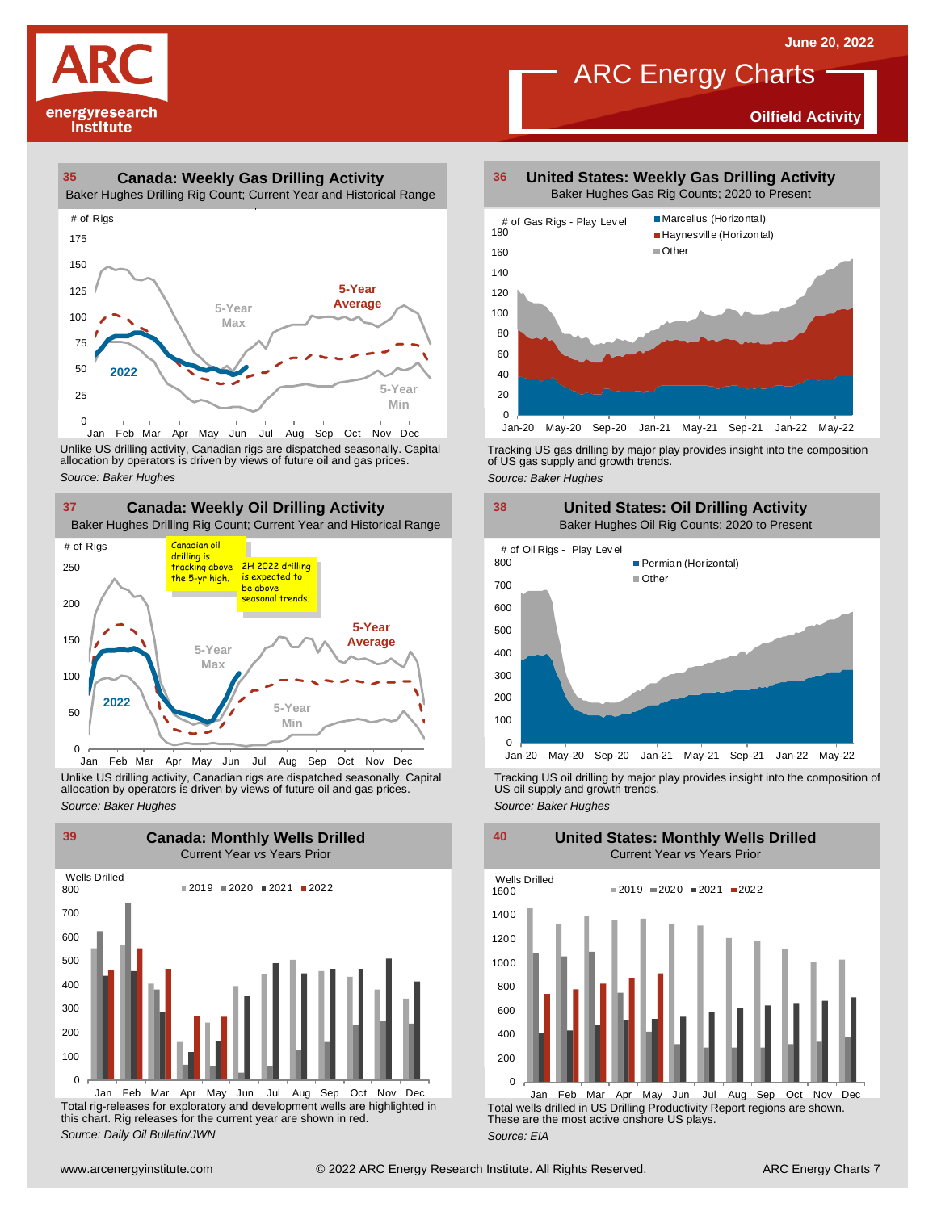# ARC Energy Charts

**Oilfield Activity**

June 20, 2022

## 35 Canada: Weekly Gas Drilling Activity

Baker Hughes Drilling Rig Count; Current Year and Historical Range

Unlike US drilling activity, Canadian rigs are dispatched seasonally. Capital allocation by operators is driven by views of future oil and gas prices.

*Source: Baker Hughes*

## 36 United States: Weekly Gas Drilling Activity

Baker Hughes Gas Rig Counts; 2020 to Present

Tracking US gas drilling by major play provides insight into the composition of US gas supply and growth trends.

*Source: Baker Hughes*

## 37 Canada: Weekly Oil Drilling Activity

Baker Hughes Drilling Rig Count; Current Year and Historical Range

Canadian oil drilling is tracking above the 5-yr high.

2H 2022 drilling is expected to be above seasonal trends.

Unlike US drilling activity, Canadian rigs are dispatched seasonally. Capital allocation by operators is driven by views of future oil and gas prices.

*Source: Baker Hughes*

## 38 United States: Oil Drilling Activity

Baker Hughes Oil Rig Counts; 2020 to Present

Tracking US oil drilling by major play provides insight into the composition of US oil supply and growth trends.

*Source: Baker Hughes*

## 39 Canada: Monthly Wells Drilled

Current Year *vs* Years Prior

Total rig-releases for exploratory and development wells are highlighted in this chart. Rig releases for the current year are shown in red.

*Source: Daily Oil Bulletin/JWN*

## 40 United States: Monthly Wells Drilled

Current Year *vs* Years Prior

Total wells drilled in US Drilling Productivity Report regions are shown. These are the most active onshore US plays.

*Source: EIA*

www.arcenergyinstitute.com © 2022 ARC Energy Research Institute. All Rights Reserved.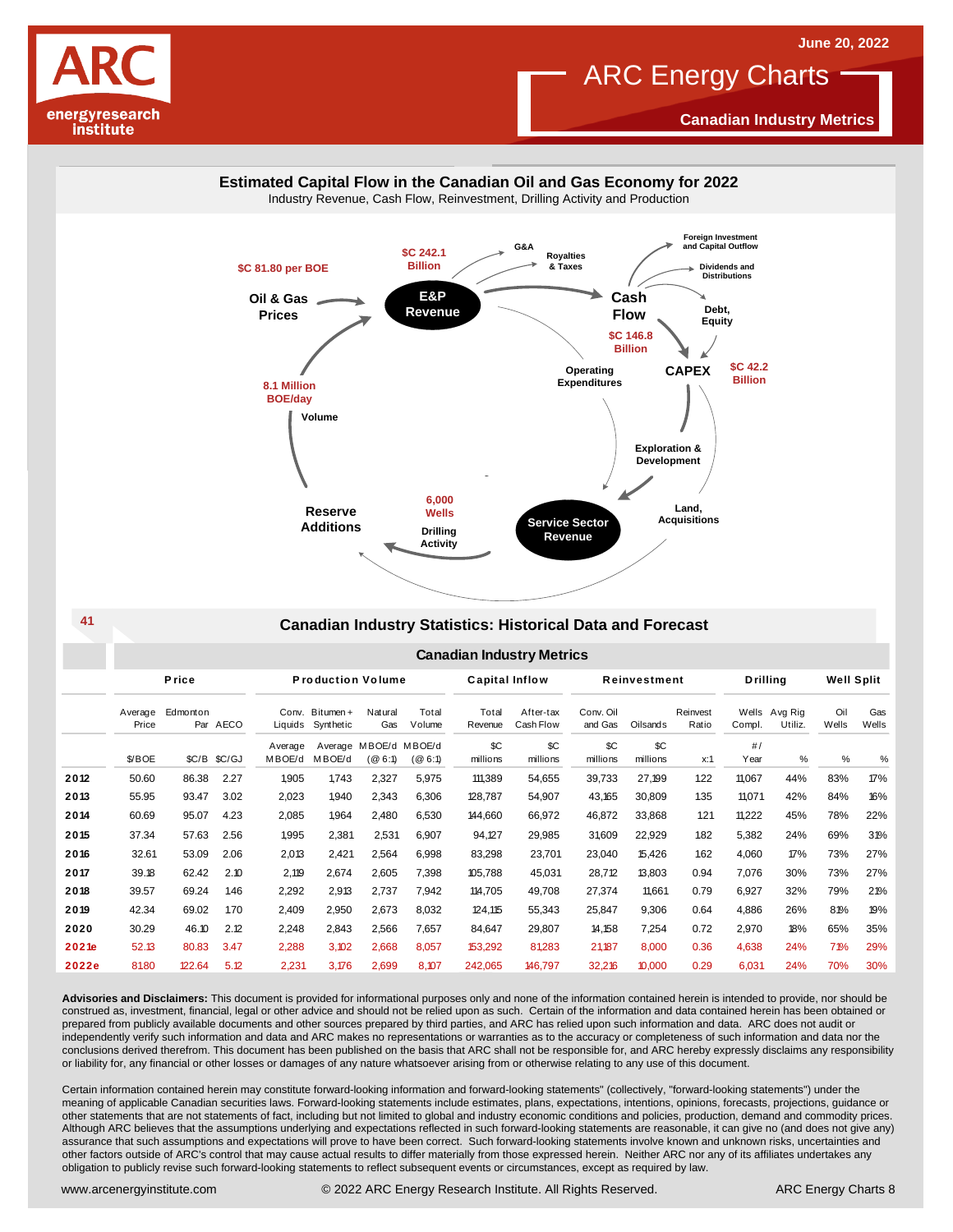# ARC Energy Charts

June 20, 2022

**Canadian Industry Metrics**

## Estimated Capital Flow in the Canadian Oil and Gas Economy for 2022

Industry Revenue, Cash Flow, Reinvestment, Drilling Activity and Production

$C 81.80 per BOE
Oil & Gas Prices
$C 242.1 Billion
E&P Revenue
G&A
Royalties & Taxes
Foreign Investment and Capital Outflow
Dividends and Distributions
Cash Flow
Debt, Equity
$C 146.8 Billion
Operating Expenditures
CAPEX
$C 42.2 Billion
8.1 Million BOE/day
Volume
Exploration & Development
6,000 Wells
Drilling Activity
Reserve Additions
Service Sector Revenue
Land, Acquisitions

## Canadian Industry Statistics: Historical Data and Forecast

### Canadian Industry Metrics

| | Price | | | Production Volume | | | | Capital Inflow | | Reinvestment | | | Drilling | | Well Split | |
|---|---|---|---|---|---|---|---|---|---|---|---|---|---|---|---|---|
| | Average Price | Edmonton Par | AECO | Conv. Liquids | Bitumen + Synthetic | Natural Gas | Total Volume | Total Revenue | After-tax Cash Flow | Conv. Oil and Gas | Oilsands | Reinvest Ratio | Wells Compl. | Avg Rig Utiliz. | Oil Wells | Gas Wells |
| | $/BOE | $C/B | $C/GJ | Average MBOE/d | Average MBOE/d | MBOE/d (@ 6:1) | MBOE/d (@ 6:1) | $C millions | $C millions | $C millions | $C millions | x:1 | # / Year | % | % | % |
| 2012 | 50.60 | 86.38 | 2.27 | 1,905 | 1,743 | 2,327 | 5,975 | 111,389 | 54,655 | 39,733 | 27,199 | 1.22 | 11,067 | 44% | 83% | 17% |
| 2013 | 55.95 | 93.47 | 3.02 | 2,023 | 1,940 | 2,343 | 6,306 | 128,787 | 54,907 | 43,165 | 30,809 | 1.35 | 11,071 | 42% | 84% | 16% |
| 2014 | 60.69 | 95.07 | 4.23 | 2,085 | 1,964 | 2,480 | 6,530 | 144,660 | 66,972 | 46,872 | 33,868 | 1.21 | 11,222 | 45% | 78% | 22% |
| 2015 | 37.34 | 57.63 | 2.56 | 1,995 | 2,381 | 2,531 | 6,907 | 94,127 | 29,985 | 31,609 | 22,929 | 1.82 | 5,382 | 24% | 69% | 31% |
| 2016 | 32.61 | 53.09 | 2.06 | 2,013 | 2,421 | 2,564 | 6,998 | 83,298 | 23,701 | 23,040 | 15,426 | 1.62 | 4,060 | 17% | 73% | 27% |
| 2017 | 39.18 | 62.42 | 2.10 | 2,119 | 2,674 | 2,605 | 7,398 | 105,788 | 45,031 | 28,712 | 13,803 | 0.94 | 7,076 | 30% | 73% | 27% |
| 2018 | 39.57 | 69.24 | 1.46 | 2,292 | 2,913 | 2,737 | 7,942 | 114,705 | 49,708 | 27,374 | 11,661 | 0.79 | 6,927 | 32% | 79% | 21% |
| 2019 | 42.34 | 69.02 | 1.70 | 2,409 | 2,950 | 2,673 | 8,032 | 124,115 | 55,343 | 25,847 | 9,306 | 0.64 | 4,886 | 26% | 81% | 19% |
| 2020 | 30.29 | 46.10 | 2.12 | 2,248 | 2,843 | 2,566 | 7,657 | 84,647 | 29,807 | 14,158 | 7,254 | 0.72 | 2,970 | 18% | 65% | 35% |
| 2021e | 52.13 | 80.83 | 3.47 | 2,288 | 3,102 | 2,668 | 8,057 | 153,292 | 81,283 | 21,187 | 8,000 | 0.36 | 4,638 | 24% | 71% | 29% |
| 2022e | 81.80 | 122.64 | 5.12 | 2,231 | 3,176 | 2,699 | 8,107 | 242,065 | 146,797 | 32,216 | 10,000 | 0.29 | 6,031 | 24% | 70% | 30% |

**Advisories and Disclaimers:** This document is provided for informational purposes only and none of the information contained herein is intended to provide, nor should be construed as, investment, financial, legal or other advice and should not be relied upon as such. Certain of the information and data contained herein has been obtained or prepared from publicly available documents and other sources prepared by third parties, and ARC has relied upon such information and data. ARC does not audit or independently verify such information and data and ARC makes no representations or warranties as to the accuracy or completeness of such information and data nor the conclusions derived therefrom. This document has been published on the basis that ARC shall not be responsible for, and ARC hereby expressly disclaims any responsibility or liability for, any financial or other losses or damages of any nature whatsoever arising from or otherwise relating to any use of this document.

Certain information contained herein may constitute forward-looking information and forward-looking statements" (collectively, "forward-looking statements") under the meaning of applicable Canadian securities laws. Forward-looking statements include estimates, plans, expectations, intentions, opinions, forecasts, projections, guidance or other statements that are not statements of fact, including but not limited to global and industry economic conditions and policies, production, demand and commodity prices. Although ARC believes that the assumptions underlying and expectations reflected in such forward-looking statements are reasonable, it can give no (and does not give any) assurance that such assumptions and expectations will prove to have been correct. Such forward-looking statements involve known and unknown risks, uncertainties and other factors outside of ARC's control that may cause actual results to differ materially from those expressed herein. Neither ARC nor any of its affiliates undertakes any obligation to publicly revise such forward-looking statements to reflect subsequent events or circumstances, except as required by law.

www.arcenergyinstitute.com © 2022 ARC Energy Research Institute. All Rights Reserved.